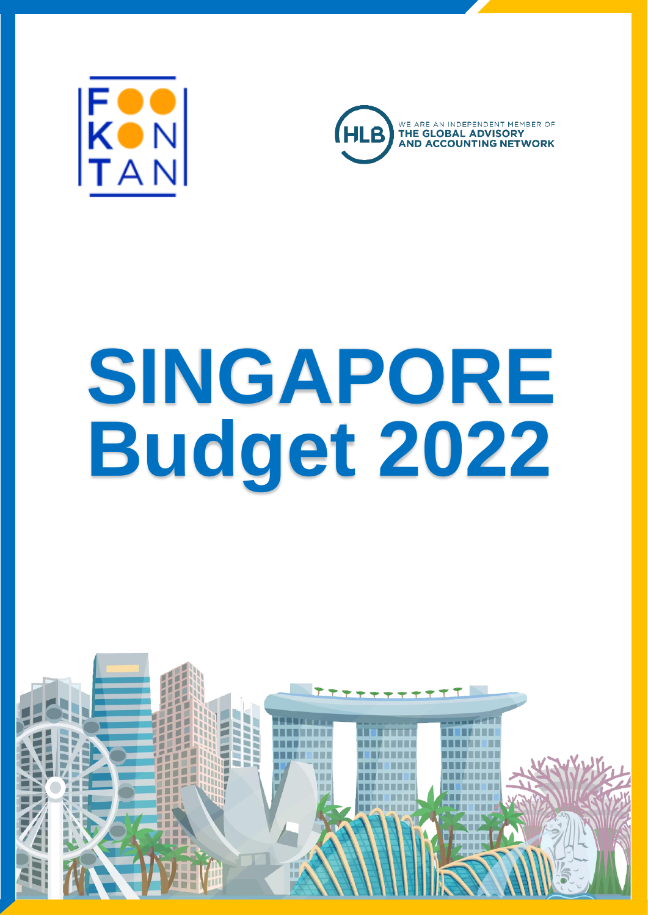FOO KON TAN

WE ARE AN INDEPENDENT MEMBER OF HLB THE GLOBAL ADVISORY AND ACCOUNTING NETWORK

# SINGAPORE Budget 2022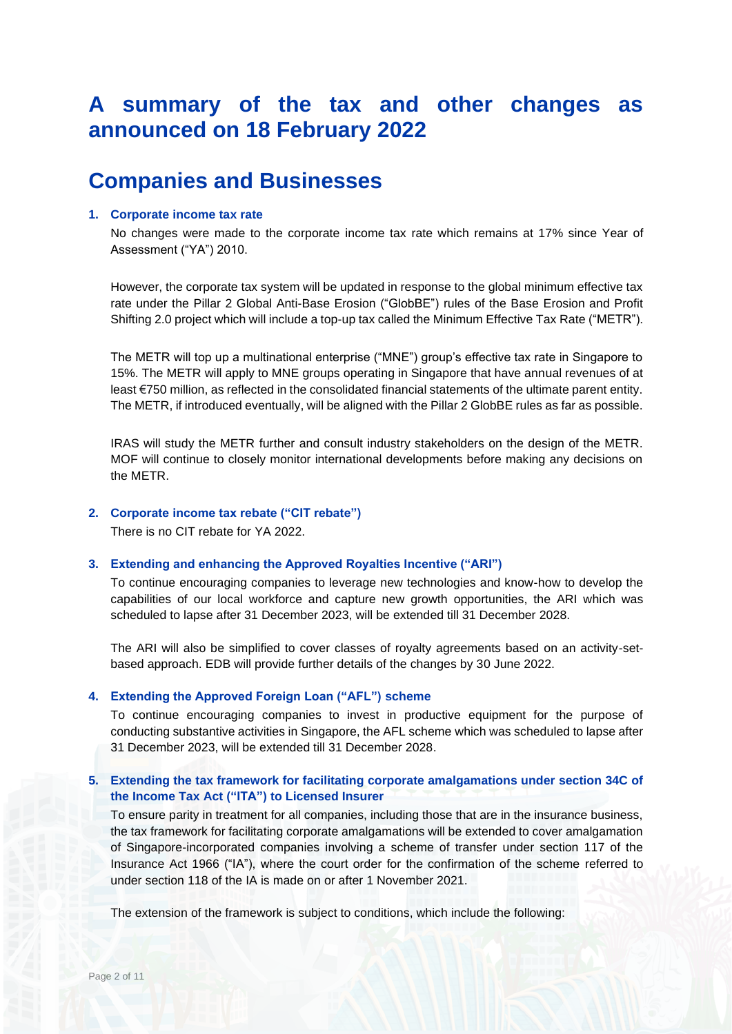# A summary of the tax and other changes as announced on 18 February 2022

## Companies and Businesses

### 1. Corporate income tax rate

No changes were made to the corporate income tax rate which remains at 17% since Year of Assessment ("YA") 2010.

However, the corporate tax system will be updated in response to the global minimum effective tax rate under the Pillar 2 Global Anti-Base Erosion ("GlobBE") rules of the Base Erosion and Profit Shifting 2.0 project which will include a top-up tax called the Minimum Effective Tax Rate ("METR").

The METR will top up a multinational enterprise ("MNE") group's effective tax rate in Singapore to 15%. The METR will apply to MNE groups operating in Singapore that have annual revenues of at least €750 million, as reflected in the consolidated financial statements of the ultimate parent entity. The METR, if introduced eventually, will be aligned with the Pillar 2 GlobBE rules as far as possible.

IRAS will study the METR further and consult industry stakeholders on the design of the METR. MOF will continue to closely monitor international developments before making any decisions on the METR.

### 2. Corporate income tax rebate ("CIT rebate")

There is no CIT rebate for YA 2022.

### 3. Extending and enhancing the Approved Royalties Incentive ("ARI")

To continue encouraging companies to leverage new technologies and know-how to develop the capabilities of our local workforce and capture new growth opportunities, the ARI which was scheduled to lapse after 31 December 2023, will be extended till 31 December 2028.

The ARI will also be simplified to cover classes of royalty agreements based on an activity-set-based approach. EDB will provide further details of the changes by 30 June 2022.

### 4. Extending the Approved Foreign Loan ("AFL") scheme

To continue encouraging companies to invest in productive equipment for the purpose of conducting substantive activities in Singapore, the AFL scheme which was scheduled to lapse after 31 December 2023, will be extended till 31 December 2028.

### 5. Extending the tax framework for facilitating corporate amalgamations under section 34C of the Income Tax Act ("ITA") to Licensed Insurer

To ensure parity in treatment for all companies, including those that are in the insurance business, the tax framework for facilitating corporate amalgamations will be extended to cover amalgamation of Singapore-incorporated companies involving a scheme of transfer under section 117 of the Insurance Act 1966 ("IA"), where the court order for the confirmation of the scheme referred to under section 118 of the IA is made on or after 1 November 2021.

The extension of the framework is subject to conditions, which include the following: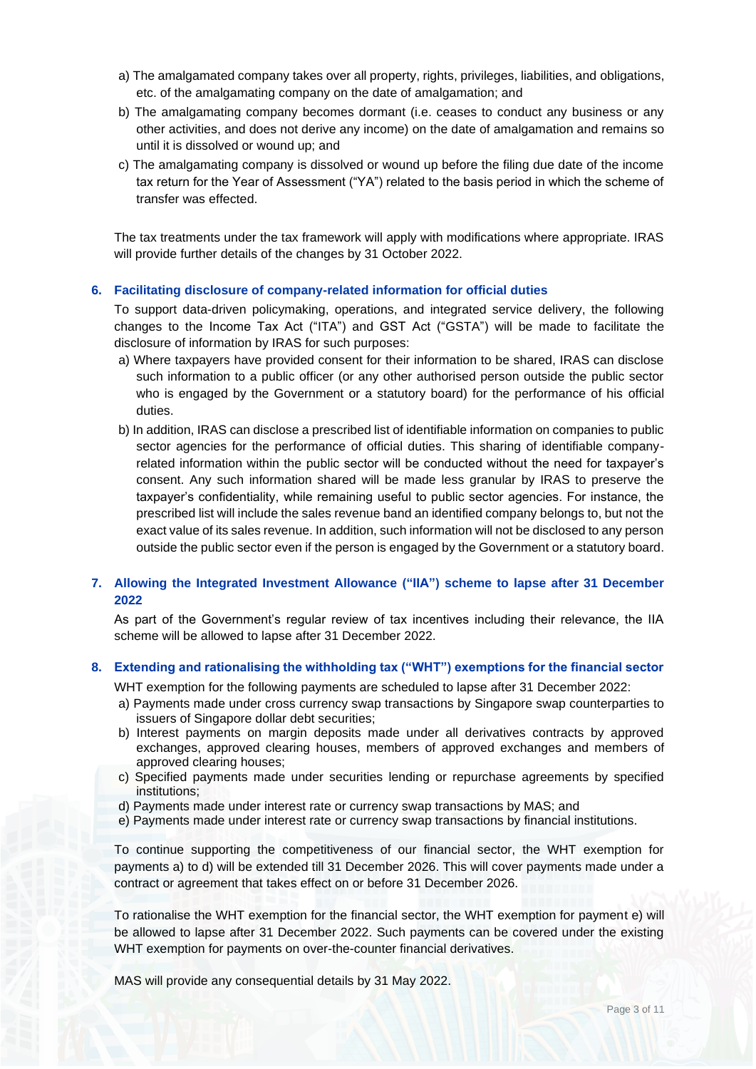a) The amalgamated company takes over all property, rights, privileges, liabilities, and obligations, etc. of the amalgamating company on the date of amalgamation; and

b) The amalgamating company becomes dormant (i.e. ceases to conduct any business or any other activities, and does not derive any income) on the date of amalgamation and remains so until it is dissolved or wound up; and

c) The amalgamating company is dissolved or wound up before the filing due date of the income tax return for the Year of Assessment ("YA") related to the basis period in which the scheme of transfer was effected.

The tax treatments under the tax framework will apply with modifications where appropriate. IRAS will provide further details of the changes by 31 October 2022.

### 6. Facilitating disclosure of company-related information for official duties

To support data-driven policymaking, operations, and integrated service delivery, the following changes to the Income Tax Act ("ITA") and GST Act ("GSTA") will be made to facilitate the disclosure of information by IRAS for such purposes:

a) Where taxpayers have provided consent for their information to be shared, IRAS can disclose such information to a public officer (or any other authorised person outside the public sector who is engaged by the Government or a statutory board) for the performance of his official duties.

b) In addition, IRAS can disclose a prescribed list of identifiable information on companies to public sector agencies for the performance of official duties. This sharing of identifiable company-related information within the public sector will be conducted without the need for taxpayer's consent. Any such information shared will be made less granular by IRAS to preserve the taxpayer's confidentiality, while remaining useful to public sector agencies. For instance, the prescribed list will include the sales revenue band an identified company belongs to, but not the exact value of its sales revenue. In addition, such information will not be disclosed to any person outside the public sector even if the person is engaged by the Government or a statutory board.

### 7. Allowing the Integrated Investment Allowance ("IIA") scheme to lapse after 31 December 2022

As part of the Government's regular review of tax incentives including their relevance, the IIA scheme will be allowed to lapse after 31 December 2022.

### 8. Extending and rationalising the withholding tax ("WHT") exemptions for the financial sector

WHT exemption for the following payments are scheduled to lapse after 31 December 2022:

a) Payments made under cross currency swap transactions by Singapore swap counterparties to issuers of Singapore dollar debt securities;

b) Interest payments on margin deposits made under all derivatives contracts by approved exchanges, approved clearing houses, members of approved exchanges and members of approved clearing houses;

c) Specified payments made under securities lending or repurchase agreements by specified institutions;

d) Payments made under interest rate or currency swap transactions by MAS; and

e) Payments made under interest rate or currency swap transactions by financial institutions.

To continue supporting the competitiveness of our financial sector, the WHT exemption for payments a) to d) will be extended till 31 December 2026. This will cover payments made under a contract or agreement that takes effect on or before 31 December 2026.

To rationalise the WHT exemption for the financial sector, the WHT exemption for payment e) will be allowed to lapse after 31 December 2022. Such payments can be covered under the existing WHT exemption for payments on over-the-counter financial derivatives.

MAS will provide any consequential details by 31 May 2022.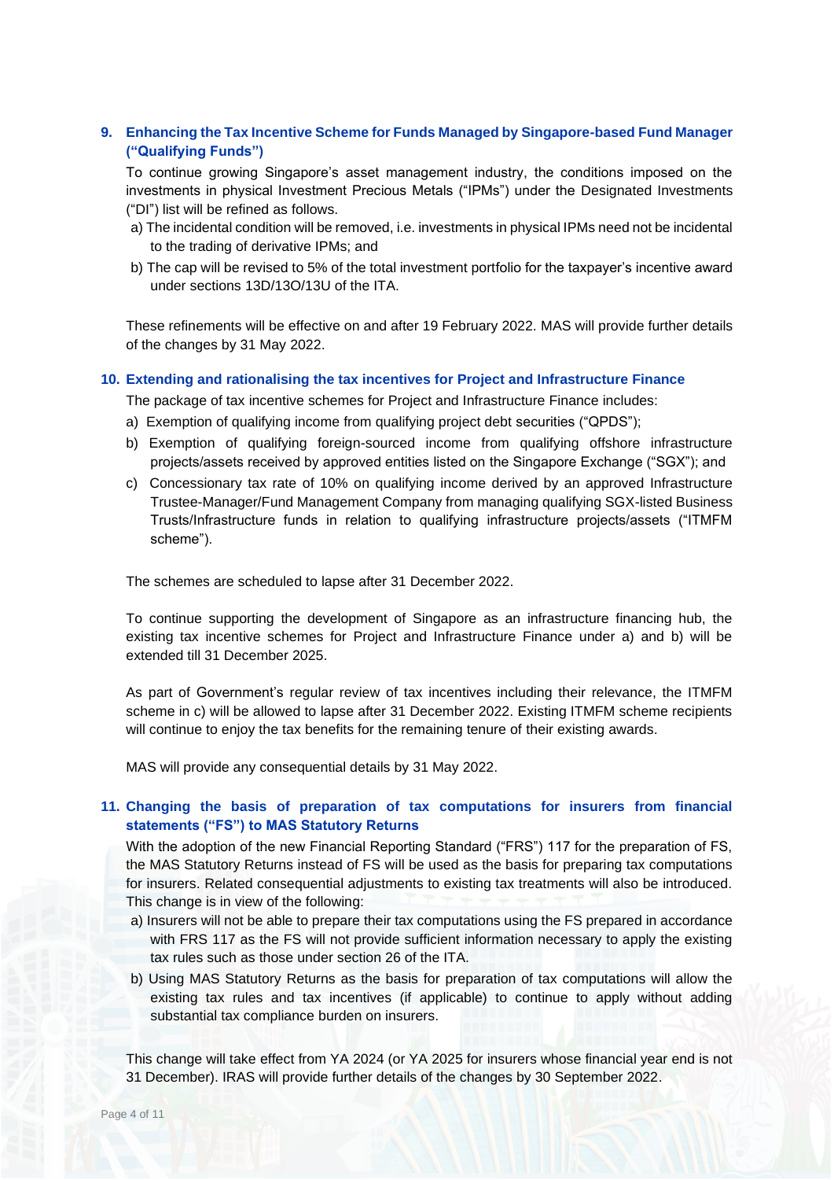## 9. Enhancing the Tax Incentive Scheme for Funds Managed by Singapore-based Fund Manager ("Qualifying Funds")

To continue growing Singapore's asset management industry, the conditions imposed on the investments in physical Investment Precious Metals ("IPMs") under the Designated Investments ("DI") list will be refined as follows.

a) The incidental condition will be removed, i.e. investments in physical IPMs need not be incidental to the trading of derivative IPMs; and

b) The cap will be revised to 5% of the total investment portfolio for the taxpayer's incentive award under sections 13D/13O/13U of the ITA.

These refinements will be effective on and after 19 February 2022. MAS will provide further details of the changes by 31 May 2022.

## 10. Extending and rationalising the tax incentives for Project and Infrastructure Finance

The package of tax incentive schemes for Project and Infrastructure Finance includes:

a) Exemption of qualifying income from qualifying project debt securities ("QPDS");

b) Exemption of qualifying foreign-sourced income from qualifying offshore infrastructure projects/assets received by approved entities listed on the Singapore Exchange ("SGX"); and

c) Concessionary tax rate of 10% on qualifying income derived by an approved Infrastructure Trustee-Manager/Fund Management Company from managing qualifying SGX-listed Business Trusts/Infrastructure funds in relation to qualifying infrastructure projects/assets ("ITMFM scheme").

The schemes are scheduled to lapse after 31 December 2022.

To continue supporting the development of Singapore as an infrastructure financing hub, the existing tax incentive schemes for Project and Infrastructure Finance under a) and b) will be extended till 31 December 2025.

As part of Government's regular review of tax incentives including their relevance, the ITMFM scheme in c) will be allowed to lapse after 31 December 2022. Existing ITMFM scheme recipients will continue to enjoy the tax benefits for the remaining tenure of their existing awards.

MAS will provide any consequential details by 31 May 2022.

## 11. Changing the basis of preparation of tax computations for insurers from financial statements ("FS") to MAS Statutory Returns

With the adoption of the new Financial Reporting Standard ("FRS") 117 for the preparation of FS, the MAS Statutory Returns instead of FS will be used as the basis for preparing tax computations for insurers. Related consequential adjustments to existing tax treatments will also be introduced. This change is in view of the following:

a) Insurers will not be able to prepare their tax computations using the FS prepared in accordance with FRS 117 as the FS will not provide sufficient information necessary to apply the existing tax rules such as those under section 26 of the ITA.

b) Using MAS Statutory Returns as the basis for preparation of tax computations will allow the existing tax rules and tax incentives (if applicable) to continue to apply without adding substantial tax compliance burden on insurers.

This change will take effect from YA 2024 (or YA 2025 for insurers whose financial year end is not 31 December). IRAS will provide further details of the changes by 30 September 2022.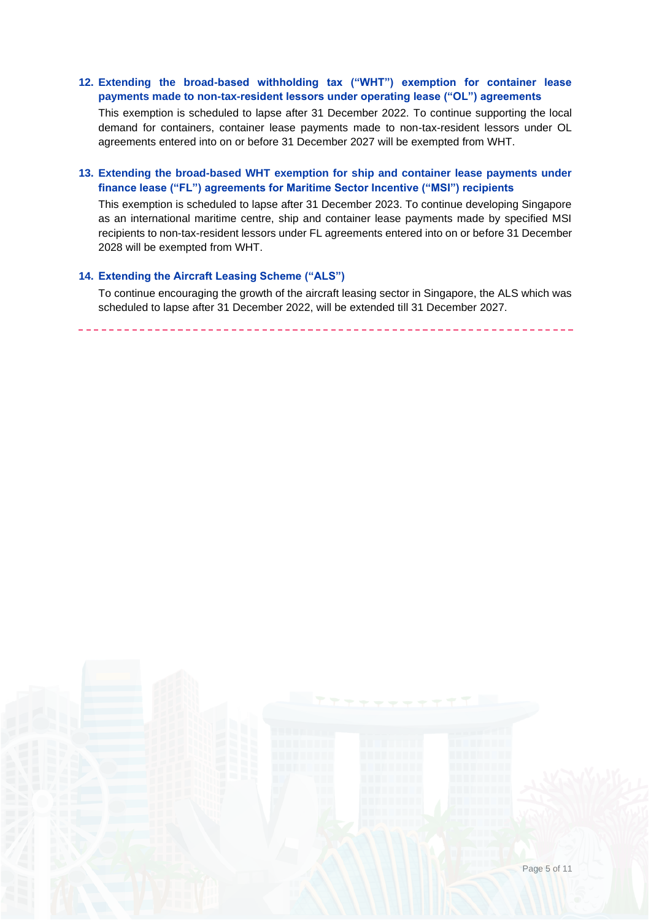**12. Extending the broad-based withholding tax ("WHT") exemption for container lease payments made to non-tax-resident lessors under operating lease ("OL") agreements**

This exemption is scheduled to lapse after 31 December 2022. To continue supporting the local demand for containers, container lease payments made to non-tax-resident lessors under OL agreements entered into on or before 31 December 2027 will be exempted from WHT.

**13. Extending the broad-based WHT exemption for ship and container lease payments under finance lease ("FL") agreements for Maritime Sector Incentive ("MSI") recipients**

This exemption is scheduled to lapse after 31 December 2023. To continue developing Singapore as an international maritime centre, ship and container lease payments made by specified MSI recipients to non-tax-resident lessors under FL agreements entered into on or before 31 December 2028 will be exempted from WHT.

**14. Extending the Aircraft Leasing Scheme ("ALS")**

To continue encouraging the growth of the aircraft leasing sector in Singapore, the ALS which was scheduled to lapse after 31 December 2022, will be extended till 31 December 2027.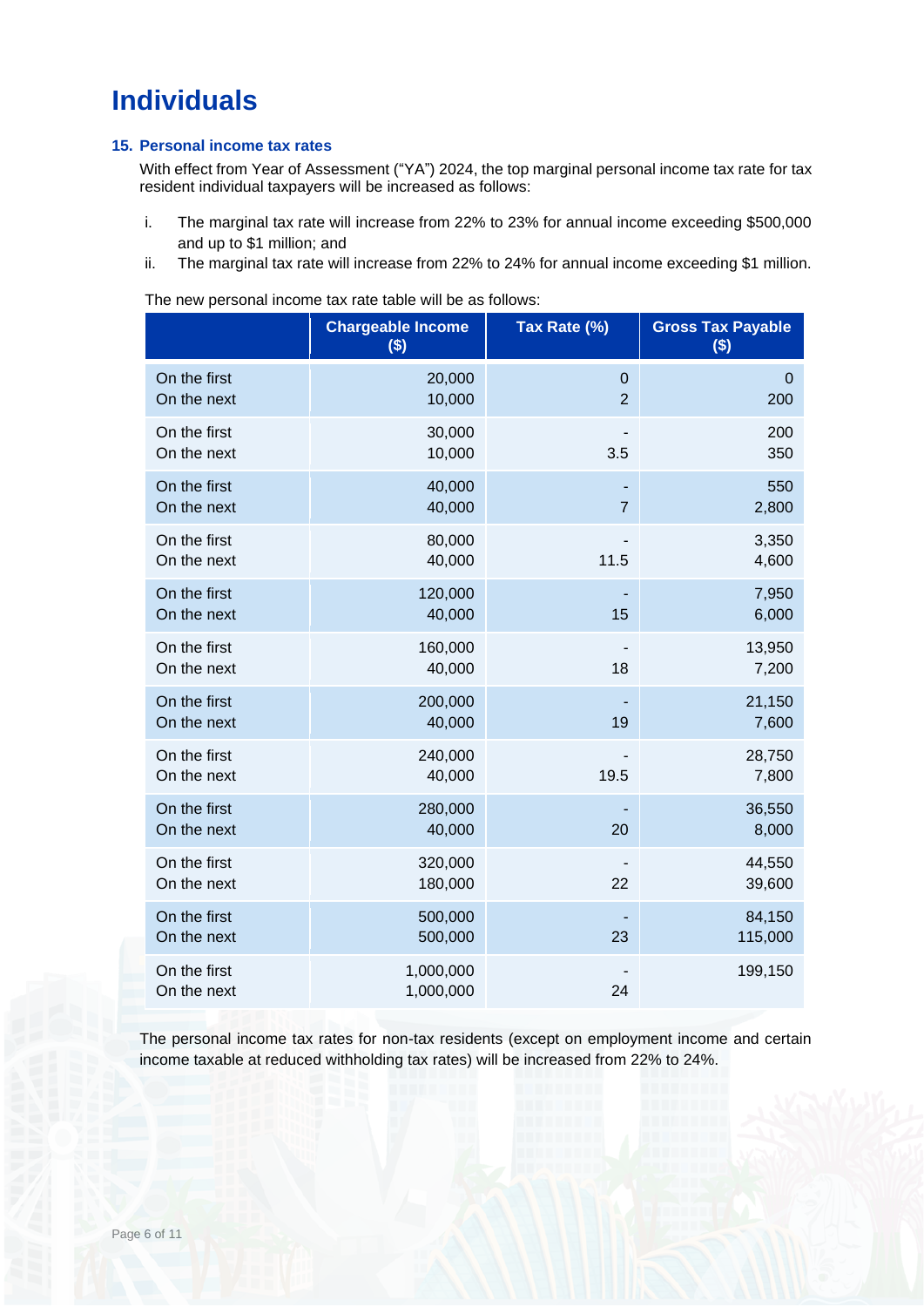# Individuals

### 15. Personal income tax rates

With effect from Year of Assessment ("YA") 2024, the top marginal personal income tax rate for tax resident individual taxpayers will be increased as follows:

i. The marginal tax rate will increase from 22% to 23% for annual income exceeding $500,000 and up to $1 million; and
ii. The marginal tax rate will increase from 22% to 24% for annual income exceeding $1 million.

The new personal income tax rate table will be as follows:

| | Chargeable Income ($) | Tax Rate (%) | Gross Tax Payable ($) |
|---|---|---|---|
| On the first | 20,000 | 0 | 0 |
| On the next | 10,000 | 2 | 200 |
| On the first | 30,000 | - | 200 |
| On the next | 10,000 | 3.5 | 350 |
| On the first | 40,000 | - | 550 |
| On the next | 40,000 | 7 | 2,800 |
| On the first | 80,000 | - | 3,350 |
| On the next | 40,000 | 11.5 | 4,600 |
| On the first | 120,000 | - | 7,950 |
| On the next | 40,000 | 15 | 6,000 |
| On the first | 160,000 | - | 13,950 |
| On the next | 40,000 | 18 | 7,200 |
| On the first | 200,000 | - | 21,150 |
| On the next | 40,000 | 19 | 7,600 |
| On the first | 240,000 | - | 28,750 |
| On the next | 40,000 | 19.5 | 7,800 |
| On the first | 280,000 | - | 36,550 |
| On the next | 40,000 | 20 | 8,000 |
| On the first | 320,000 | - | 44,550 |
| On the next | 180,000 | 22 | 39,600 |
| On the first | 500,000 | - | 84,150 |
| On the next | 500,000 | 23 | 115,000 |
| On the first | 1,000,000 | - | 199,150 |
| On the next | 1,000,000 | 24 | |

The personal income tax rates for non-tax residents (except on employment income and certain income taxable at reduced withholding tax rates) will be increased from 22% to 24%.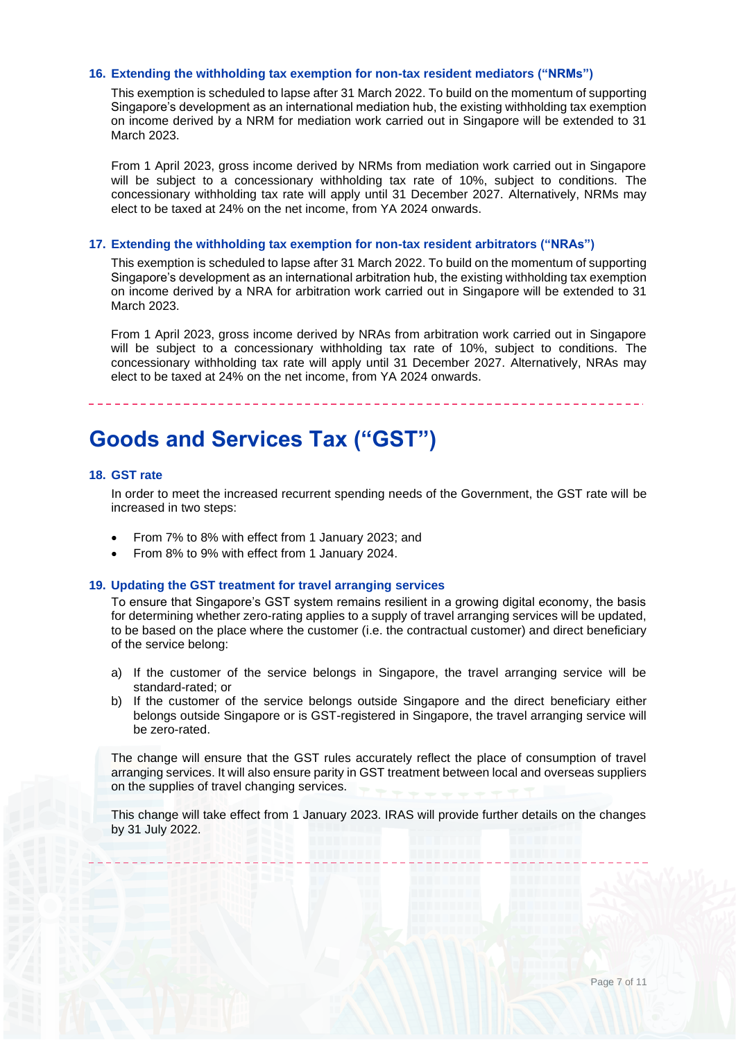### 16. Extending the withholding tax exemption for non-tax resident mediators ("NRMs")

This exemption is scheduled to lapse after 31 March 2022. To build on the momentum of supporting Singapore's development as an international mediation hub, the existing withholding tax exemption on income derived by a NRM for mediation work carried out in Singapore will be extended to 31 March 2023.

From 1 April 2023, gross income derived by NRMs from mediation work carried out in Singapore will be subject to a concessionary withholding tax rate of 10%, subject to conditions. The concessionary withholding tax rate will apply until 31 December 2027. Alternatively, NRMs may elect to be taxed at 24% on the net income, from YA 2024 onwards.

### 17. Extending the withholding tax exemption for non-tax resident arbitrators ("NRAs")

This exemption is scheduled to lapse after 31 March 2022. To build on the momentum of supporting Singapore's development as an international arbitration hub, the existing withholding tax exemption on income derived by a NRA for arbitration work carried out in Singapore will be extended to 31 March 2023.

From 1 April 2023, gross income derived by NRAs from arbitration work carried out in Singapore will be subject to a concessionary withholding tax rate of 10%, subject to conditions. The concessionary withholding tax rate will apply until 31 December 2027. Alternatively, NRAs may elect to be taxed at 24% on the net income, from YA 2024 onwards.

# Goods and Services Tax ("GST")

### 18. GST rate

In order to meet the increased recurrent spending needs of the Government, the GST rate will be increased in two steps:

- From 7% to 8% with effect from 1 January 2023; and
- From 8% to 9% with effect from 1 January 2024.

### 19. Updating the GST treatment for travel arranging services

To ensure that Singapore's GST system remains resilient in a growing digital economy, the basis for determining whether zero-rating applies to a supply of travel arranging services will be updated, to be based on the place where the customer (i.e. the contractual customer) and direct beneficiary of the service belong:

a) If the customer of the service belongs in Singapore, the travel arranging service will be standard-rated; or
b) If the customer of the service belongs outside Singapore and the direct beneficiary either belongs outside Singapore or is GST-registered in Singapore, the travel arranging service will be zero-rated.

The change will ensure that the GST rules accurately reflect the place of consumption of travel arranging services. It will also ensure parity in GST treatment between local and overseas suppliers on the supplies of travel changing services.

This change will take effect from 1 January 2023. IRAS will provide further details on the changes by 31 July 2022.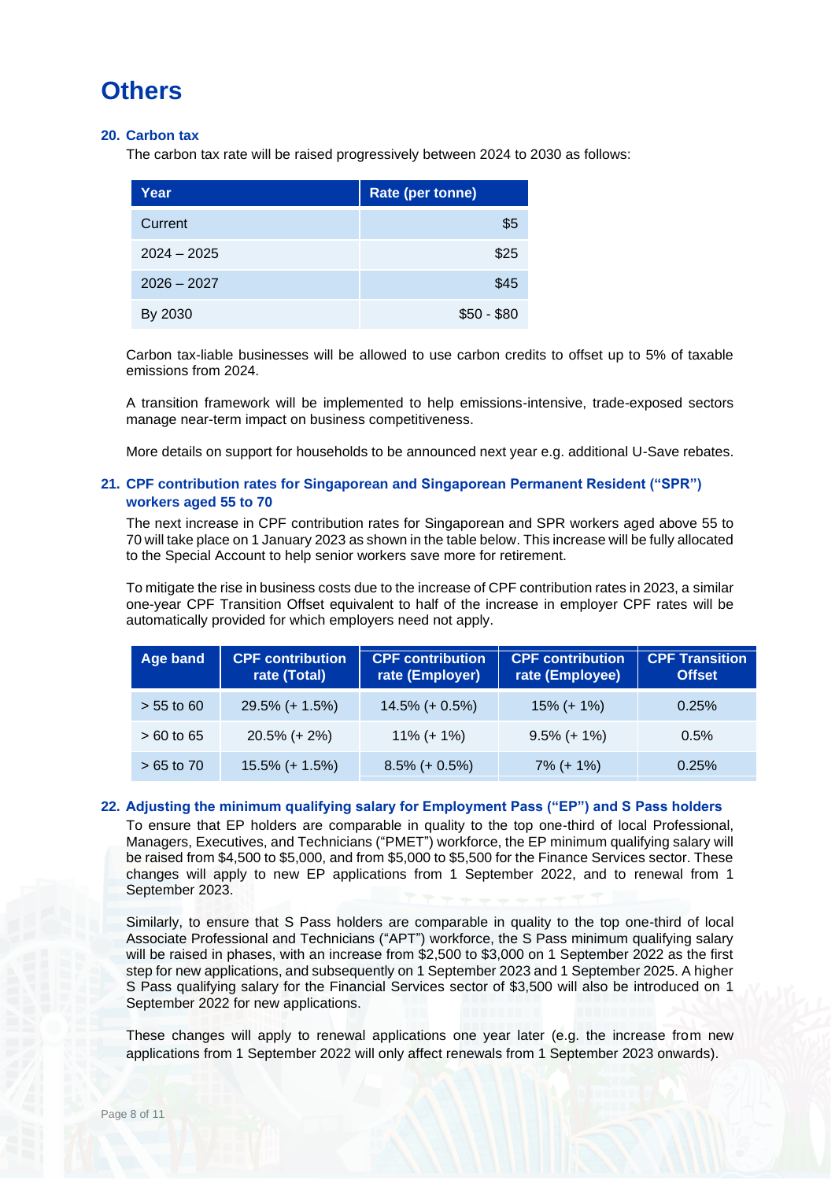# Others

### 20. Carbon tax

The carbon tax rate will be raised progressively between 2024 to 2030 as follows:

| Year | Rate (per tonne) |
|---|---|
| Current | $5 |
| 2024 – 2025 | $25 |
| 2026 – 2027 | $45 |
| By 2030 | $50 - $80 |

Carbon tax-liable businesses will be allowed to use carbon credits to offset up to 5% of taxable emissions from 2024.

A transition framework will be implemented to help emissions-intensive, trade-exposed sectors manage near-term impact on business competitiveness.

More details on support for households to be announced next year e.g. additional U-Save rebates.

### 21. CPF contribution rates for Singaporean and Singaporean Permanent Resident ("SPR") workers aged 55 to 70

The next increase in CPF contribution rates for Singaporean and SPR workers aged above 55 to 70 will take place on 1 January 2023 as shown in the table below. This increase will be fully allocated to the Special Account to help senior workers save more for retirement.

To mitigate the rise in business costs due to the increase of CPF contribution rates in 2023, a similar one-year CPF Transition Offset equivalent to half of the increase in employer CPF rates will be automatically provided for which employers need not apply.

| Age band | CPF contribution rate (Total) | CPF contribution rate (Employer) | CPF contribution rate (Employee) | CPF Transition Offset |
|---|---|---|---|---|
| > 55 to 60 | 29.5% (+ 1.5%) | 14.5% (+ 0.5%) | 15% (+ 1%) | 0.25% |
| > 60 to 65 | 20.5% (+ 2%) | 11% (+ 1%) | 9.5% (+ 1%) | 0.5% |
| > 65 to 70 | 15.5% (+ 1.5%) | 8.5% (+ 0.5%) | 7% (+ 1%) | 0.25% |

### 22. Adjusting the minimum qualifying salary for Employment Pass ("EP") and S Pass holders

To ensure that EP holders are comparable in quality to the top one-third of local Professional, Managers, Executives, and Technicians ("PMET") workforce, the EP minimum qualifying salary will be raised from $4,500 to $5,000, and from $5,000 to $5,500 for the Finance Services sector. These changes will apply to new EP applications from 1 September 2022, and to renewal from 1 September 2023.

Similarly, to ensure that S Pass holders are comparable in quality to the top one-third of local Associate Professional and Technicians ("APT") workforce, the S Pass minimum qualifying salary will be raised in phases, with an increase from $2,500 to $3,000 on 1 September 2022 as the first step for new applications, and subsequently on 1 September 2023 and 1 September 2025. A higher S Pass qualifying salary for the Financial Services sector of $3,500 will also be introduced on 1 September 2022 for new applications.

These changes will apply to renewal applications one year later (e.g. the increase from new applications from 1 September 2022 will only affect renewals from 1 September 2023 onwards).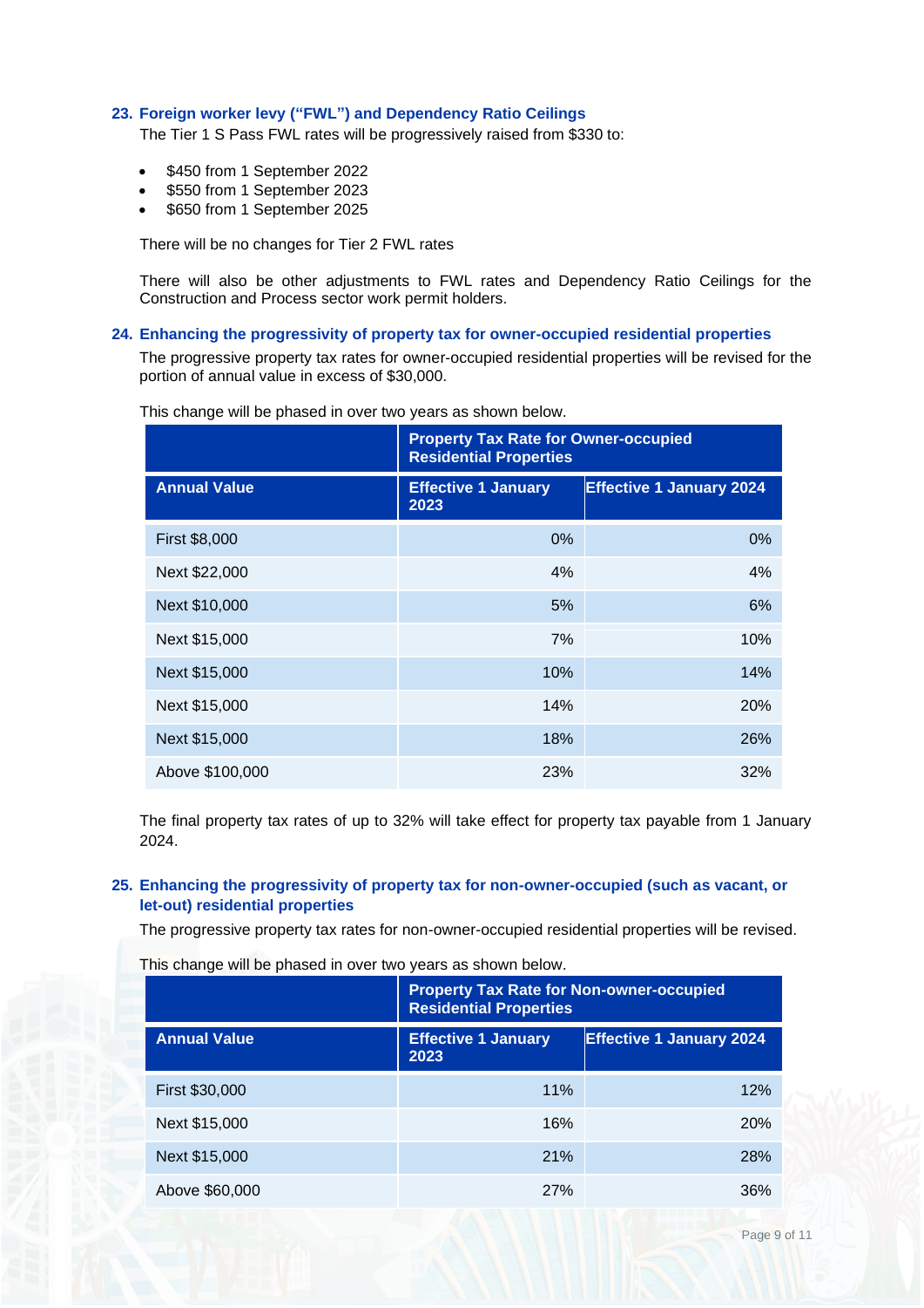## 23. Foreign worker levy ("FWL") and Dependency Ratio Ceilings

The Tier 1 S Pass FWL rates will be progressively raised from $330 to:

- $450 from 1 September 2022
- $550 from 1 September 2023
- $650 from 1 September 2025

There will be no changes for Tier 2 FWL rates

There will also be other adjustments to FWL rates and Dependency Ratio Ceilings for the Construction and Process sector work permit holders.

## 24. Enhancing the progressivity of property tax for owner-occupied residential properties

The progressive property tax rates for owner-occupied residential properties will be revised for the portion of annual value in excess of $30,000.

This change will be phased in over two years as shown below.

| | Property Tax Rate for Owner-occupied Residential Properties | |
|---|---|---|
| **Annual Value** | **Effective 1 January 2023** | **Effective 1 January 2024** |
| First $8,000 | 0% | 0% |
| Next $22,000 | 4% | 4% |
| Next $10,000 | 5% | 6% |
| Next $15,000 | 7% | 10% |
| Next $15,000 | 10% | 14% |
| Next $15,000 | 14% | 20% |
| Next $15,000 | 18% | 26% |
| Above $100,000 | 23% | 32% |

The final property tax rates of up to 32% will take effect for property tax payable from 1 January 2024.

## 25. Enhancing the progressivity of property tax for non-owner-occupied (such as vacant, or let-out) residential properties

The progressive property tax rates for non-owner-occupied residential properties will be revised.

This change will be phased in over two years as shown below.

| | Property Tax Rate for Non-owner-occupied Residential Properties | |
|---|---|---|
| **Annual Value** | **Effective 1 January 2023** | **Effective 1 January 2024** |
| First $30,000 | 11% | 12% |
| Next $15,000 | 16% | 20% |
| Next $15,000 | 21% | 28% |
| Above $60,000 | 27% | 36% |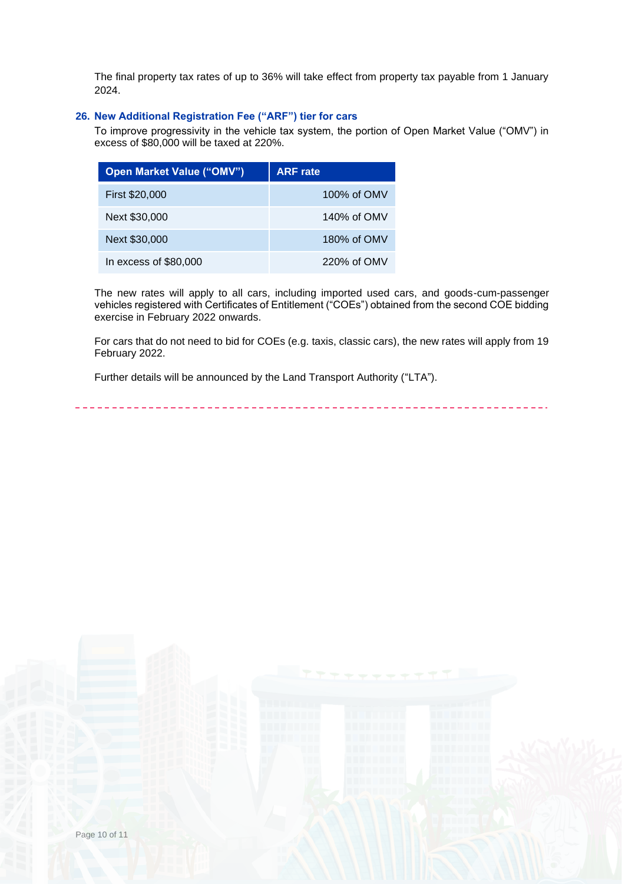The final property tax rates of up to 36% will take effect from property tax payable from 1 January 2024.

### 26. New Additional Registration Fee ("ARF") tier for cars

To improve progressivity in the vehicle tax system, the portion of Open Market Value ("OMV") in excess of $80,000 will be taxed at 220%.

| Open Market Value ("OMV") | ARF rate |
|---|---|
| First $20,000 | 100% of OMV |
| Next $30,000 | 140% of OMV |
| Next $30,000 | 180% of OMV |
| In excess of $80,000 | 220% of OMV |

The new rates will apply to all cars, including imported used cars, and goods-cum-passenger vehicles registered with Certificates of Entitlement ("COEs") obtained from the second COE bidding exercise in February 2022 onwards.

For cars that do not need to bid for COEs (e.g. taxis, classic cars), the new rates will apply from 19 February 2022.

Further details will be announced by the Land Transport Authority ("LTA").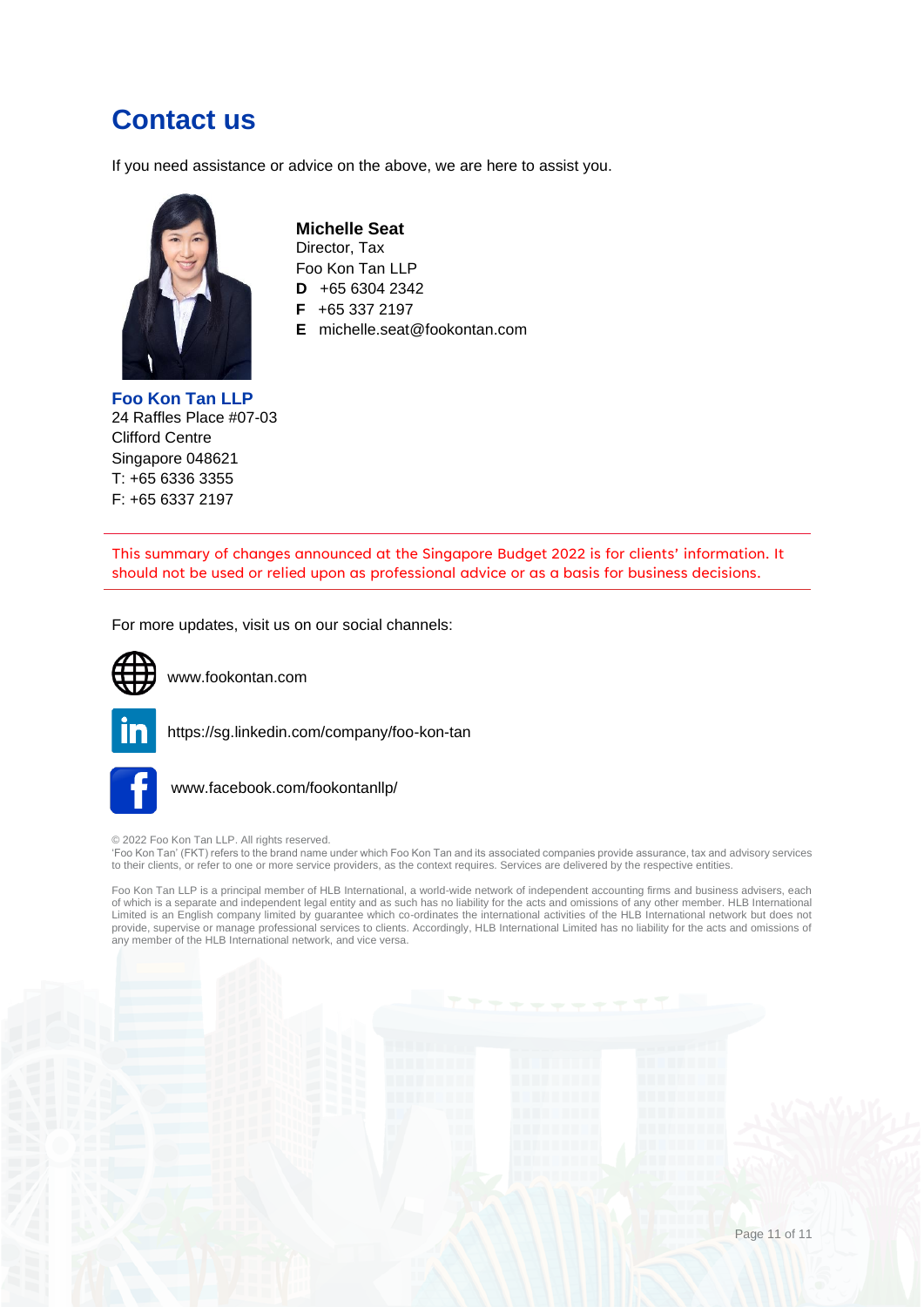# Contact us

If you need assistance or advice on the above, we are here to assist you.

**Michelle Seat**
Director, Tax
Foo Kon Tan LLP
**D** +65 6304 2342
**F** +65 337 2197
**E** michelle.seat@fookontan.com

**Foo Kon Tan LLP**
24 Raffles Place #07-03
Clifford Centre
Singapore 048621
T: +65 6336 3355
F: +65 6337 2197

This summary of changes announced at the Singapore Budget 2022 is for clients' information. It should not be used or relied upon as professional advice or as a basis for business decisions.

For more updates, visit us on our social channels:

www.fookontan.com

https://sg.linkedin.com/company/foo-kon-tan

www.facebook.com/fookontanllp/

© 2022 Foo Kon Tan LLP. All rights reserved.
'Foo Kon Tan' (FKT) refers to the brand name under which Foo Kon Tan and its associated companies provide assurance, tax and advisory services to their clients, or refer to one or more service providers, as the context requires. Services are delivered by the respective entities.

Foo Kon Tan LLP is a principal member of HLB International, a world-wide network of independent accounting firms and business advisers, each of which is a separate and independent legal entity and as such has no liability for the acts and omissions of any other member. HLB International Limited is an English company limited by guarantee which co-ordinates the international activities of the HLB International network but does not provide, supervise or manage professional services to clients. Accordingly, HLB International Limited has no liability for the acts and omissions of any member of the HLB International network, and vice versa.